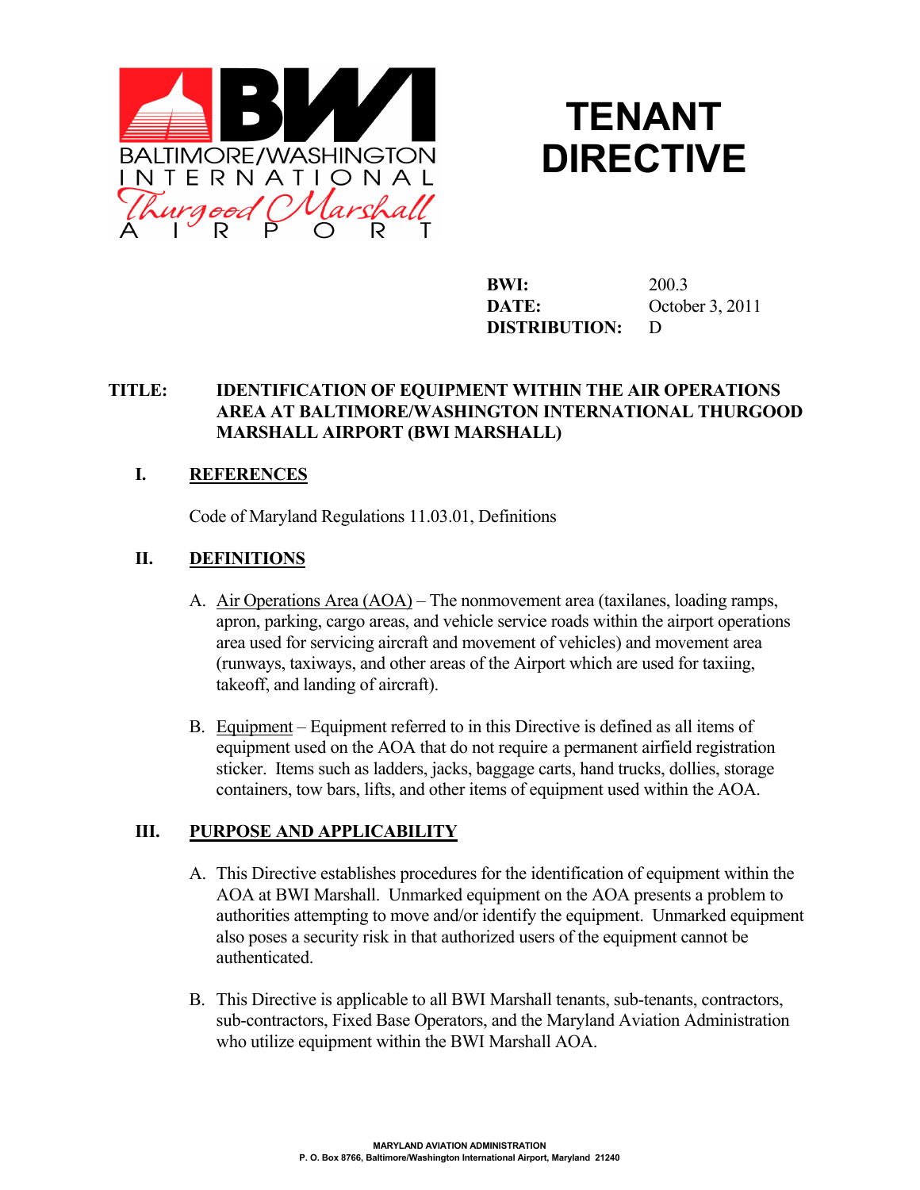BALTIMORE/WASHINGTON INTERNATIONAL Thurgood Marshall AIRPORT

# TENANT DIRECTIVE

**BWI:** 200.3
**DATE:** October 3, 2011
**DISTRIBUTION:** D

**TITLE: IDENTIFICATION OF EQUIPMENT WITHIN THE AIR OPERATIONS AREA AT BALTIMORE/WASHINGTON INTERNATIONAL THURGOOD MARSHALL AIRPORT (BWI MARSHALL)**

## I. REFERENCES

Code of Maryland Regulations 11.03.01, Definitions

## II. DEFINITIONS

A. Air Operations Area (AOA) – The nonmovement area (taxilanes, loading ramps, apron, parking, cargo areas, and vehicle service roads within the airport operations area used for servicing aircraft and movement of vehicles) and movement area (runways, taxiways, and other areas of the Airport which are used for taxiing, takeoff, and landing of aircraft).

B. Equipment – Equipment referred to in this Directive is defined as all items of equipment used on the AOA that do not require a permanent airfield registration sticker. Items such as ladders, jacks, baggage carts, hand trucks, dollies, storage containers, tow bars, lifts, and other items of equipment used within the AOA.

## III. PURPOSE AND APPLICABILITY

A. This Directive establishes procedures for the identification of equipment within the AOA at BWI Marshall. Unmarked equipment on the AOA presents a problem to authorities attempting to move and/or identify the equipment. Unmarked equipment also poses a security risk in that authorized users of the equipment cannot be authenticated.

B. This Directive is applicable to all BWI Marshall tenants, sub-tenants, contractors, sub-contractors, Fixed Base Operators, and the Maryland Aviation Administration who utilize equipment within the BWI Marshall AOA.

MARYLAND AVIATION ADMINISTRATION
P. O. Box 8766, Baltimore/Washington International Airport, Maryland 21240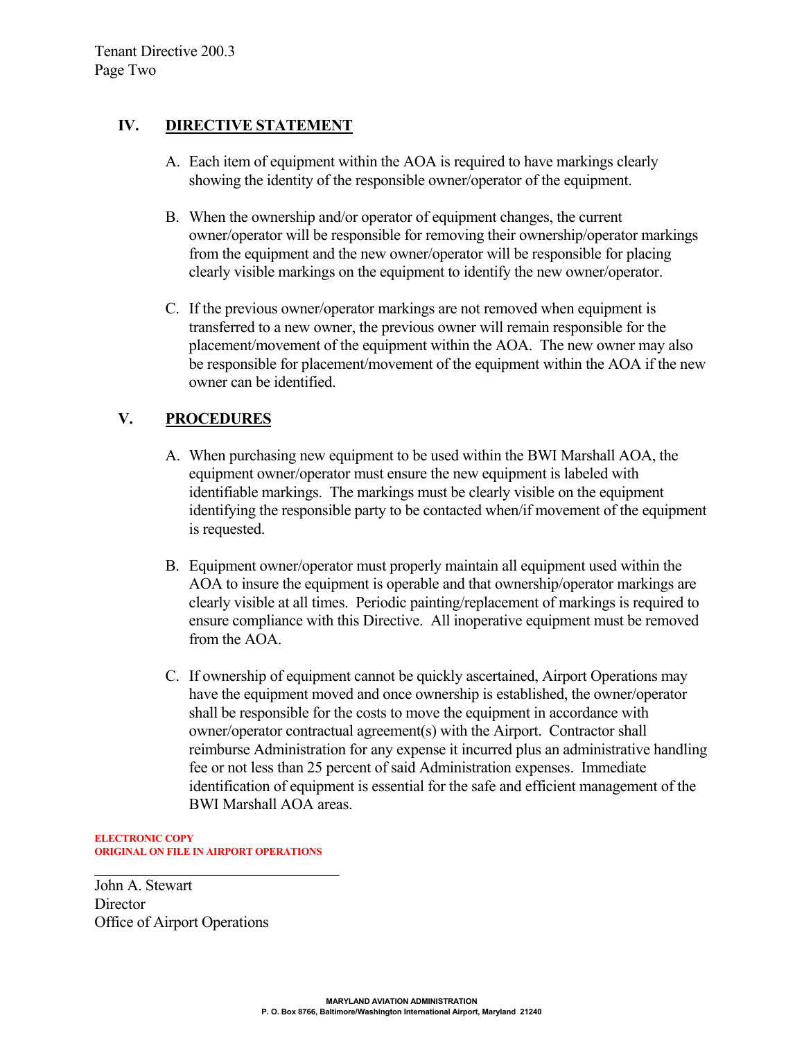## IV. DIRECTIVE STATEMENT

A. Each item of equipment within the AOA is required to have markings clearly showing the identity of the responsible owner/operator of the equipment.

B. When the ownership and/or operator of equipment changes, the current owner/operator will be responsible for removing their ownership/operator markings from the equipment and the new owner/operator will be responsible for placing clearly visible markings on the equipment to identify the new owner/operator.

C. If the previous owner/operator markings are not removed when equipment is transferred to a new owner, the previous owner will remain responsible for the placement/movement of the equipment within the AOA. The new owner may also be responsible for placement/movement of the equipment within the AOA if the new owner can be identified.

## V. PROCEDURES

A. When purchasing new equipment to be used within the BWI Marshall AOA, the equipment owner/operator must ensure the new equipment is labeled with identifiable markings. The markings must be clearly visible on the equipment identifying the responsible party to be contacted when/if movement of the equipment is requested.

B. Equipment owner/operator must properly maintain all equipment used within the AOA to insure the equipment is operable and that ownership/operator markings are clearly visible at all times. Periodic painting/replacement of markings is required to ensure compliance with this Directive. All inoperative equipment must be removed from the AOA.

C. If ownership of equipment cannot be quickly ascertained, Airport Operations may have the equipment moved and once ownership is established, the owner/operator shall be responsible for the costs to move the equipment in accordance with owner/operator contractual agreement(s) with the Airport. Contractor shall reimburse Administration for any expense it incurred plus an administrative handling fee or not less than 25 percent of said Administration expenses. Immediate identification of equipment is essential for the safe and efficient management of the BWI Marshall AOA areas.

**ELECTRONIC COPY**
**ORIGINAL ON FILE IN AIRPORT OPERATIONS**

\_\_\_\_\_\_\_\_\_\_\_\_\_\_\_\_\_\_\_\_\_\_\_\_\_\_\_\_\_\_\_\_

John A. Stewart
Director
Office of Airport Operations

**MARYLAND AVIATION ADMINISTRATION**
**P. O. Box 8766, Baltimore/Washington International Airport, Maryland 21240**